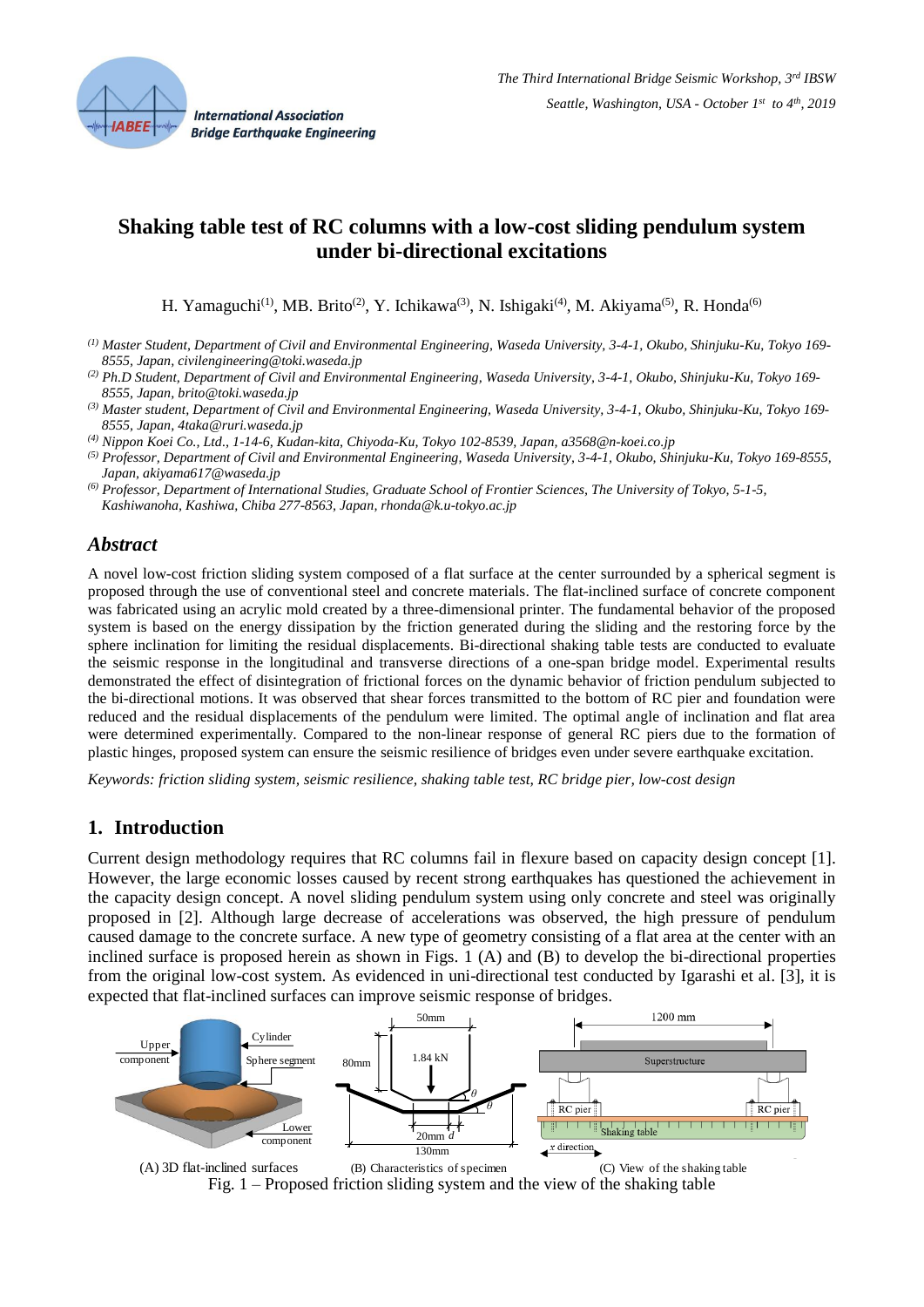The Third International Bridge Seismic Workshop, 3rd IBSW
Seattle, Washington, USA - October 1st to 4th, 2019

# Shaking table test of RC columns with a low-cost sliding pendulum system under bi-directional excitations

H. Yamaguchi[(1)], MB. Brito[(2)], Y. Ichikawa[(3)], N. Ishigaki[(4)], M. Akiyama[(5)], R. Honda[(6)]

*(1) Master Student, Department of Civil and Environmental Engineering, Waseda University, 3-4-1, Okubo, Shinjuku-Ku, Tokyo 169-8555, Japan, civilengineering@toki.waseda.jp*
*(2) Ph.D Student, Department of Civil and Environmental Engineering, Waseda University, 3-4-1, Okubo, Shinjuku-Ku, Tokyo 169-8555, Japan, brito@toki.waseda.jp*
*(3) Master student, Department of Civil and Environmental Engineering, Waseda University, 3-4-1, Okubo, Shinjuku-Ku, Tokyo 169-8555, Japan, 4taka@ruri.waseda.jp*
*(4) Nippon Koei Co., Ltd., 1-14-6, Kudan-kita, Chiyoda-Ku, Tokyo 102-8539, Japan, a3568@n-koei.co.jp*
*(5) Professor, Department of Civil and Environmental Engineering, Waseda University, 3-4-1, Okubo, Shinjuku-Ku, Tokyo 169-8555, Japan, akiyama617@waseda.jp*
*(6) Professor, Department of International Studies, Graduate School of Frontier Sciences, The University of Tokyo, 5-1-5, Kashiwanoha, Kashiwa, Chiba 277-8563, Japan, rhonda@k.u-tokyo.ac.jp*

## *Abstract*

A novel low-cost friction sliding system composed of a flat surface at the center surrounded by a spherical segment is proposed through the use of conventional steel and concrete materials. The flat-inclined surface of concrete component was fabricated using an acrylic mold created by a three-dimensional printer. The fundamental behavior of the proposed system is based on the energy dissipation by the friction generated during the sliding and the restoring force by the sphere inclination for limiting the residual displacements. Bi-directional shaking table tests are conducted to evaluate the seismic response in the longitudinal and transverse directions of a one-span bridge model. Experimental results demonstrated the effect of disintegration of frictional forces on the dynamic behavior of friction pendulum subjected to the bi-directional motions. It was observed that shear forces transmitted to the bottom of RC pier and foundation were reduced and the residual displacements of the pendulum were limited. The optimal angle of inclination and flat area were determined experimentally. Compared to the non-linear response of general RC piers due to the formation of plastic hinges, proposed system can ensure the seismic resilience of bridges even under severe earthquake excitation.

*Keywords: friction sliding system, seismic resilience, shaking table test, RC bridge pier, low-cost design*

## 1. Introduction

Current design methodology requires that RC columns fail in flexure based on capacity design concept [1]. However, the large economic losses caused by recent strong earthquakes has questioned the achievement in the capacity design concept. A novel sliding pendulum system using only concrete and steel was originally proposed in [2]. Although large decrease of accelerations was observed, the high pressure of pendulum caused damage to the concrete surface. A new type of geometry consisting of a flat area at the center with an inclined surface is proposed herein as shown in Figs. 1 (A) and (B) to develop the bi-directional properties from the original low-cost system. As evidenced in uni-directional test conducted by Igarashi et al. [3], it is expected that flat-inclined surfaces can improve seismic response of bridges.

(A) 3D flat-inclined surfaces (B) Characteristics of specimen (C) View of the shaking table

Fig. 1 – Proposed friction sliding system and the view of the shaking table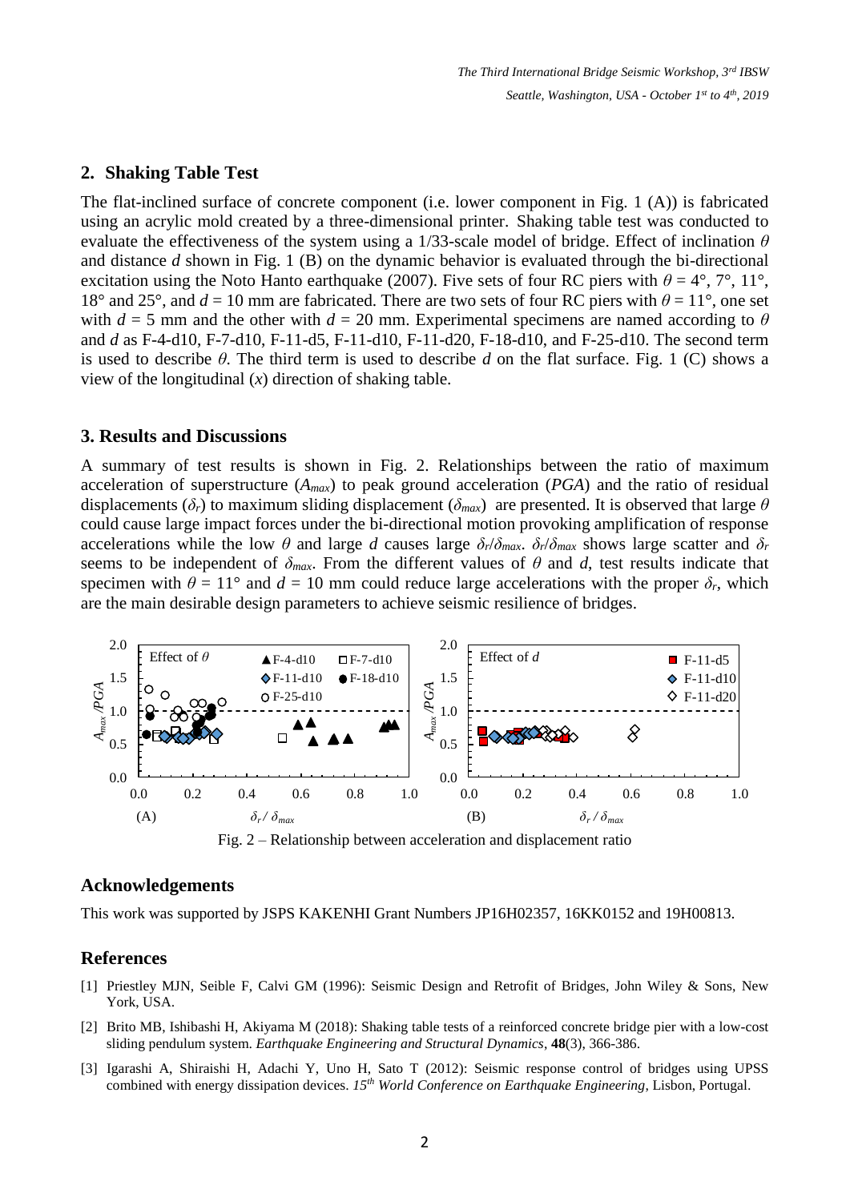## 2. Shaking Table Test

The flat-inclined surface of concrete component (i.e. lower component in Fig. 1 (A)) is fabricated using an acrylic mold created by a three-dimensional printer. Shaking table test was conducted to evaluate the effectiveness of the system using a 1/33-scale model of bridge. Effect of inclination $\theta$ and distance $d$ shown in Fig. 1 (B) on the dynamic behavior is evaluated through the bi-directional excitation using the Noto Hanto earthquake (2007). Five sets of four RC piers with $\theta = 4°$, $7°$, $11°$, $18°$ and $25°$, and $d = 10$ mm are fabricated. There are two sets of four RC piers with $\theta = 11°$, one set with $d = 5$ mm and the other with $d = 20$ mm. Experimental specimens are named according to $\theta$ and $d$ as F-4-d10, F-7-d10, F-11-d5, F-11-d10, F-11-d20, F-18-d10, and F-25-d10. The second term is used to describe $\theta$. The third term is used to describe $d$ on the flat surface. Fig. 1 (C) shows a view of the longitudinal ($x$) direction of shaking table.

## 3. Results and Discussions

A summary of test results is shown in Fig. 2. Relationships between the ratio of maximum acceleration of superstructure ($A_{max}$) to peak ground acceleration ($PGA$) and the ratio of residual displacements ($\delta_r$) to maximum sliding displacement ($\delta_{max}$) are presented. It is observed that large $\theta$ could cause large impact forces under the bi-directional motion provoking amplification of response accelerations while the low $\theta$ and large $d$ causes large $\delta_r/\delta_{max}$. $\delta_r/\delta_{max}$ shows large scatter and $\delta_r$ seems to be independent of $\delta_{max}$. From the different values of $\theta$ and $d$, test results indicate that specimen with $\theta = 11°$ and $d = 10$ mm could reduce large accelerations with the proper $\delta_r$, which are the main desirable design parameters to achieve seismic resilience of bridges.

(A)
Effect of $\theta$
▲F-4-d10 □F-7-d10 ◆F-11-d10 ●F-18-d10 ○F-25-d10
$A_{max}/PGA$
0.0 0.5 1.0 1.5 2.0
0.0 0.2 0.4 0.6 0.8 1.0
$\delta_r / \delta_{max}$

(B)
Effect of $d$
■F-11-d5 ◆F-11-d10 ◇F-11-d20
$A_{max}/PGA$
0.0 0.5 1.0 1.5 2.0
0.0 0.2 0.4 0.6 0.8 1.0
$\delta_r / \delta_{max}$

Fig. 2 – Relationship between acceleration and displacement ratio

## Acknowledgements

This work was supported by JSPS KAKENHI Grant Numbers JP16H02357, 16KK0152 and 19H00813.

## References

[1] Priestley MJN, Seible F, Calvi GM (1996): Seismic Design and Retrofit of Bridges, John Wiley & Sons, New York, USA.

[2] Brito MB, Ishibashi H, Akiyama M (2018): Shaking table tests of a reinforced concrete bridge pier with a low-cost sliding pendulum system. *Earthquake Engineering and Structural Dynamics*, **48**(3), 366-386.

[3] Igarashi A, Shiraishi H, Adachi Y, Uno H, Sato T (2012): Seismic response control of bridges using UPSS combined with energy dissipation devices. *15th World Conference on Earthquake Engineering*, Lisbon, Portugal.